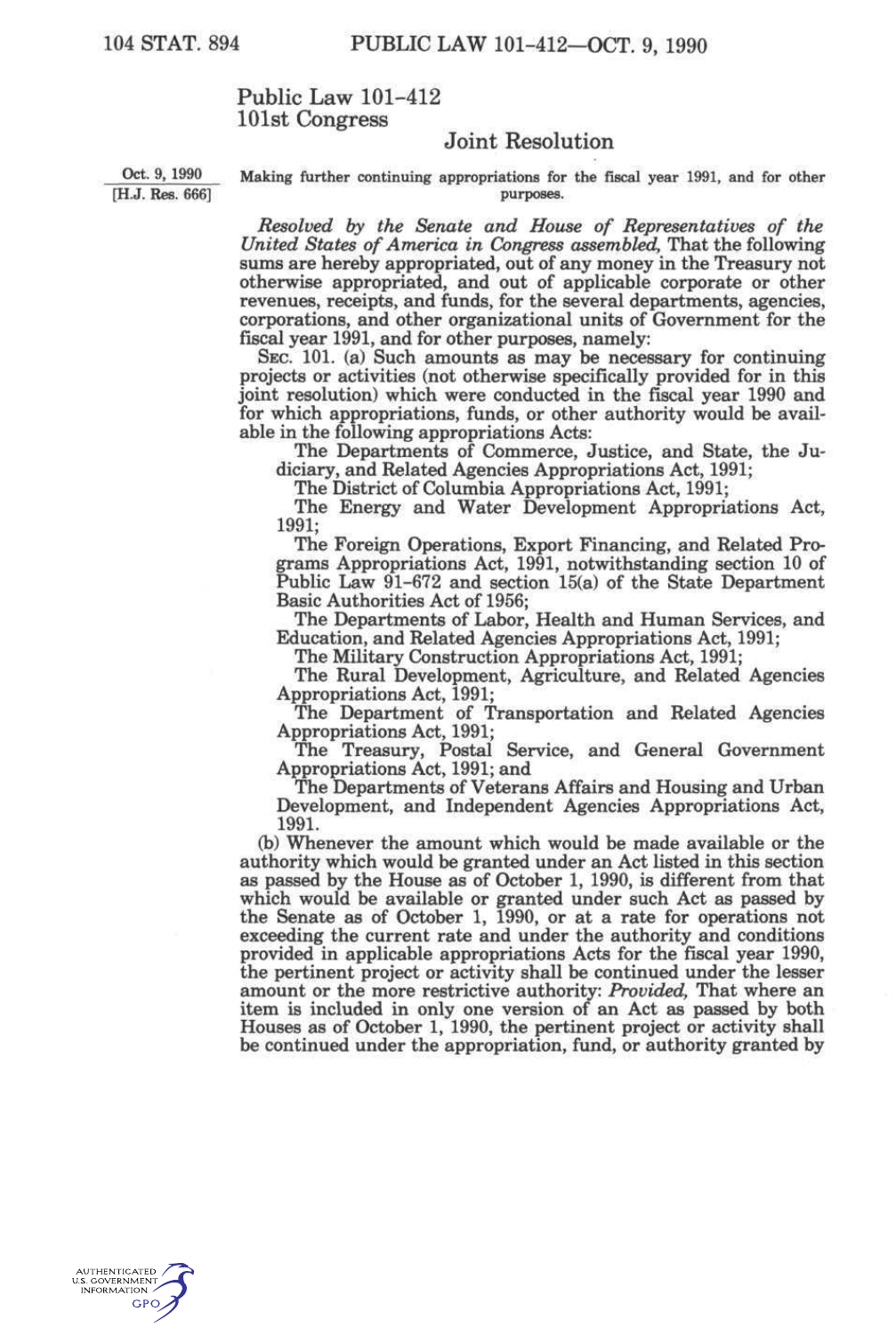# Public Law 101-412
## 101st Congress

### Joint Resolution

Oct. 9, 1990
[H.J. Res. 666]

Making further continuing appropriations for the fiscal year 1991, and for other purposes.

*Resolved by the Senate and House of Representatives of the United States of America in Congress assembled,* That the following sums are hereby appropriated, out of any money in the Treasury not otherwise appropriated, and out of applicable corporate or other revenues, receipts, and funds, for the several departments, agencies, corporations, and other organizational units of Government for the fiscal year 1991, and for other purposes, namely:

SEC. 101. (a) Such amounts as may be necessary for continuing projects or activities (not otherwise specifically provided for in this joint resolution) which were conducted in the fiscal year 1990 and for which appropriations, funds, or other authority would be available in the following appropriations Acts:

The Departments of Commerce, Justice, and State, the Judiciary, and Related Agencies Appropriations Act, 1991;

The District of Columbia Appropriations Act, 1991;

The Energy and Water Development Appropriations Act, 1991;

The Foreign Operations, Export Financing, and Related Programs Appropriations Act, 1991, notwithstanding section 10 of Public Law 91-672 and section 15(a) of the State Department Basic Authorities Act of 1956;

The Departments of Labor, Health and Human Services, and Education, and Related Agencies Appropriations Act, 1991;

The Military Construction Appropriations Act, 1991;

The Rural Development, Agriculture, and Related Agencies Appropriations Act, 1991;

The Department of Transportation and Related Agencies Appropriations Act, 1991;

The Treasury, Postal Service, and General Government Appropriations Act, 1991; and

The Departments of Veterans Affairs and Housing and Urban Development, and Independent Agencies Appropriations Act, 1991.

(b) Whenever the amount which would be made available or the authority which would be granted under an Act listed in this section as passed by the House as of October 1, 1990, is different from that which would be available or granted under such Act as passed by the Senate as of October 1, 1990, or at a rate for operations not exceeding the current rate and under the authority and conditions provided in applicable appropriations Acts for the fiscal year 1990, the pertinent project or activity shall be continued under the lesser amount or the more restrictive authority: *Provided,* That where an item is included in only one version of an Act as passed by both Houses as of October 1, 1990, the pertinent project or activity shall be continued under the appropriation, fund, or authority granted by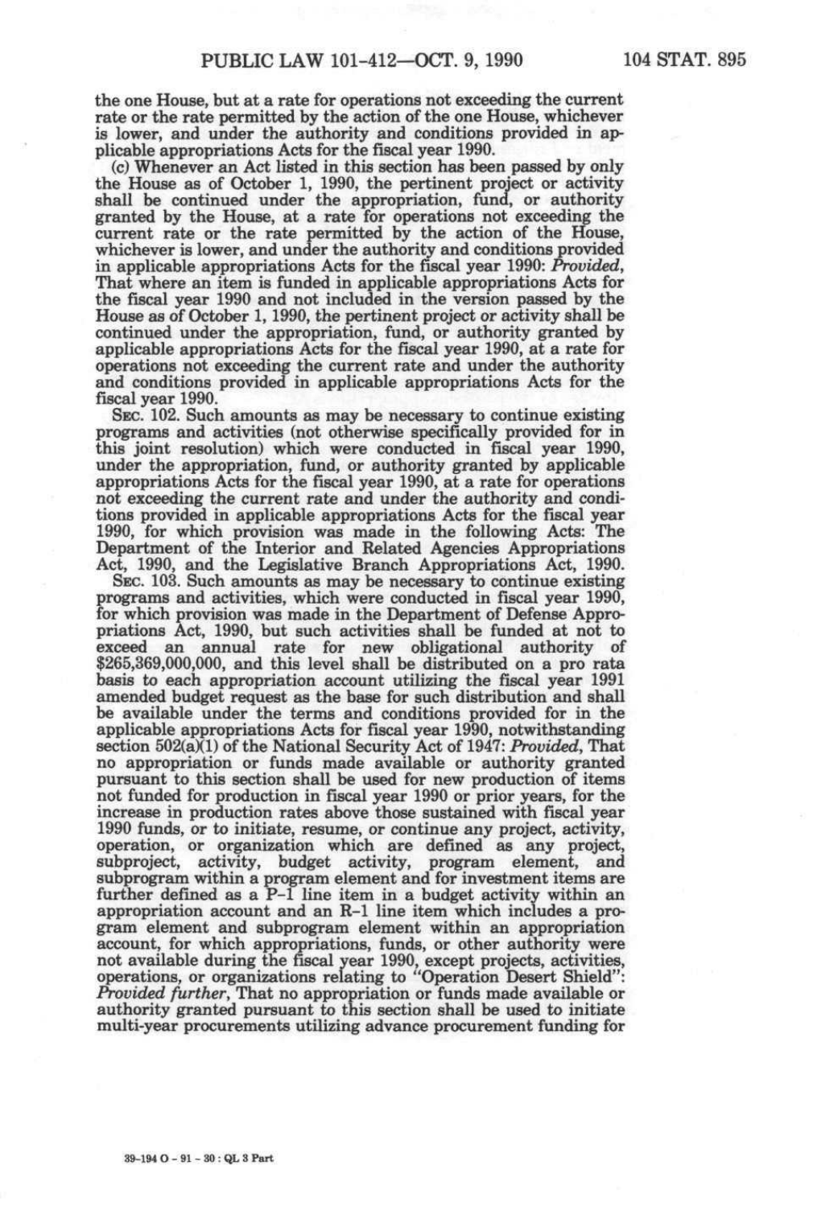the one House, but at a rate for operations not exceeding the current rate or the rate permitted by the action of the one House, whichever is lower, and under the authority and conditions provided in applicable appropriations Acts for the fiscal year 1990.

(c) Whenever an Act listed in this section has been passed by only the House as of October 1, 1990, the pertinent project or activity shall be continued under the appropriation, fund, or authority granted by the House, at a rate for operations not exceeding the current rate or the rate permitted by the action of the House, whichever is lower, and under the authority and conditions provided in applicable appropriations Acts for the fiscal year 1990: *Provided*, That where an item is funded in applicable appropriations Acts for the fiscal year 1990 and not included in the version passed by the House as of October 1, 1990, the pertinent project or activity shall be continued under the appropriation, fund, or authority granted by applicable appropriations Acts for the fiscal year 1990, at a rate for operations not exceeding the current rate and under the authority and conditions provided in applicable appropriations Acts for the fiscal year 1990.

SEC. 102. Such amounts as may be necessary to continue existing programs and activities (not otherwise specifically provided for in this joint resolution) which were conducted in fiscal year 1990, under the appropriation, fund, or authority granted by applicable appropriations Acts for the fiscal year 1990, at a rate for operations not exceeding the current rate and under the authority and conditions provided in applicable appropriations Acts for the fiscal year 1990, for which provision was made in the following Acts: The Department of the Interior and Related Agencies Appropriations Act, 1990, and the Legislative Branch Appropriations Act, 1990.

SEC. 103. Such amounts as may be necessary to continue existing programs and activities, which were conducted in fiscal year 1990, for which provision was made in the Department of Defense Appropriations Act, 1990, but such activities shall be funded at not to exceed an annual rate for new obligational authority of $265,369,000,000, and this level shall be distributed on a pro rata basis to each appropriation account utilizing the fiscal year 1991 amended budget request as the base for such distribution and shall be available under the terms and conditions provided for in the applicable appropriations Acts for fiscal year 1990, notwithstanding section 502(a)(1) of the National Security Act of 1947: *Provided*, That no appropriation or funds made available or authority granted pursuant to this section shall be used for new production of items not funded for production in fiscal year 1990 or prior years, for the increase in production rates above those sustained with fiscal year 1990 funds, or to initiate, resume, or continue any project, activity, operation, or organization which are defined as any project, subproject, activity, budget activity, program element, and subprogram within a program element and for investment items are further defined as a P-1 line item in a budget activity within an appropriation account and an R-1 line item which includes a program element and subprogram element within an appropriation account, for which appropriations, funds, or other authority were not available during the fiscal year 1990, except projects, activities, operations, or organizations relating to "Operation Desert Shield": *Provided further*, That no appropriation or funds made available or authority granted pursuant to this section shall be used to initiate multi-year procurements utilizing advance procurement funding for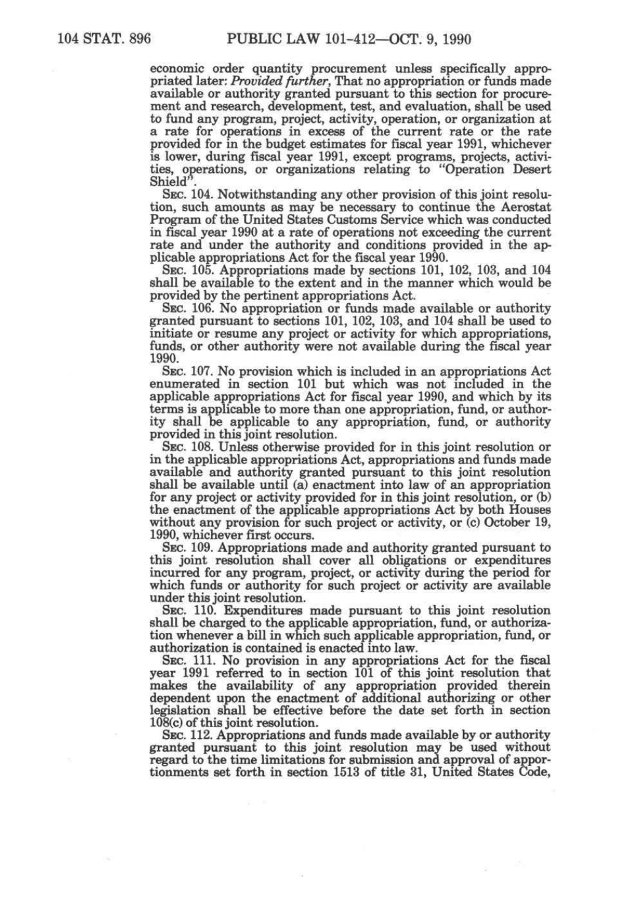economic order quantity procurement unless specifically appropriated later: *Provided further*, That no appropriation or funds made available or authority granted pursuant to this section for procurement and research, development, test, and evaluation, shall be used to fund any program, project, activity, operation, or organization at a rate for operations in excess of the current rate or the rate provided for in the budget estimates for fiscal year 1991, whichever is lower, during fiscal year 1991, except programs, projects, activities, operations, or organizations relating to "Operation Desert Shield".

SEC. 104. Notwithstanding any other provision of this joint resolution, such amounts as may be necessary to continue the Aerostat Program of the United States Customs Service which was conducted in fiscal year 1990 at a rate of operations not exceeding the current rate and under the authority and conditions provided in the applicable appropriations Act for the fiscal year 1990.

SEC. 105. Appropriations made by sections 101, 102, 103, and 104 shall be available to the extent and in the manner which would be provided by the pertinent appropriations Act.

SEC. 106. No appropriation or funds made available or authority granted pursuant to sections 101, 102, 103, and 104 shall be used to initiate or resume any project or activity for which appropriations, funds, or other authority were not available during the fiscal year 1990.

SEC. 107. No provision which is included in an appropriations Act enumerated in section 101 but which was not included in the applicable appropriations Act for fiscal year 1990, and which by its terms is applicable to more than one appropriation, fund, or authority shall be applicable to any appropriation, fund, or authority provided in this joint resolution.

SEC. 108. Unless otherwise provided for in this joint resolution or in the applicable appropriations Act, appropriations and funds made available and authority granted pursuant to this joint resolution shall be available until (a) enactment into law of an appropriation for any project or activity provided for in this joint resolution, or (b) the enactment of the applicable appropriations Act by both Houses without any provision for such project or activity, or (c) October 19, 1990, whichever first occurs.

SEC. 109. Appropriations made and authority granted pursuant to this joint resolution shall cover all obligations or expenditures incurred for any program, project, or activity during the period for which funds or authority for such project or activity are available under this joint resolution.

SEC. 110. Expenditures made pursuant to this joint resolution shall be charged to the applicable appropriation, fund, or authorization whenever a bill in which such applicable appropriation, fund, or authorization is contained is enacted into law.

SEC. 111. No provision in any appropriations Act for the fiscal year 1991 referred to in section 101 of this joint resolution that makes the availability of any appropriation provided therein dependent upon the enactment of additional authorizing or other legislation shall be effective before the date set forth in section 108(c) of this joint resolution.

SEC. 112. Appropriations and funds made available by or authority granted pursuant to this joint resolution may be used without regard to the time limitations for submission and approval of apportionments set forth in section 1513 of title 31, United States Code,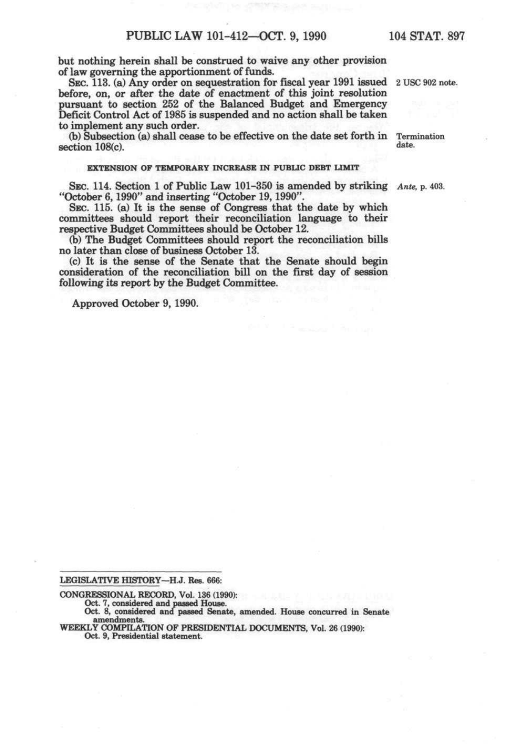but nothing herein shall be construed to waive any other provision of law governing the apportionment of funds.

SEC. 113. (a) Any order on sequestration for fiscal year 1991 issued before, on, or after the date of enactment of this joint resolution pursuant to section 252 of the Balanced Budget and Emergency Deficit Control Act of 1985 is suspended and no action shall be taken to implement any such order.

2 USC 902 note.

(b) Subsection (a) shall cease to be effective on the date set forth in section 108(c).

Termination date.

EXTENSION OF TEMPORARY INCREASE IN PUBLIC DEBT LIMIT

SEC. 114. Section 1 of Public Law 101-350 is amended by striking "October 6, 1990" and inserting "October 19, 1990".

*Ante*, p. 403.

SEC. 115. (a) It is the sense of Congress that the date by which committees should report their reconciliation language to their respective Budget Committees should be October 12.

(b) The Budget Committees should report the reconciliation bills no later than close of business October 13.

(c) It is the sense of the Senate that the Senate should begin consideration of the reconciliation bill on the first day of session following its report by the Budget Committee.

Approved October 9, 1990.

---

LEGISLATIVE HISTORY—H.J. Res. 666:

CONGRESSIONAL RECORD, Vol. 136 (1990):
- Oct. 7, considered and passed House.
- Oct. 8, considered and passed Senate, amended. House concurred in Senate amendments.

WEEKLY COMPILATION OF PRESIDENTIAL DOCUMENTS, Vol. 26 (1990):
- Oct. 9, Presidential statement.